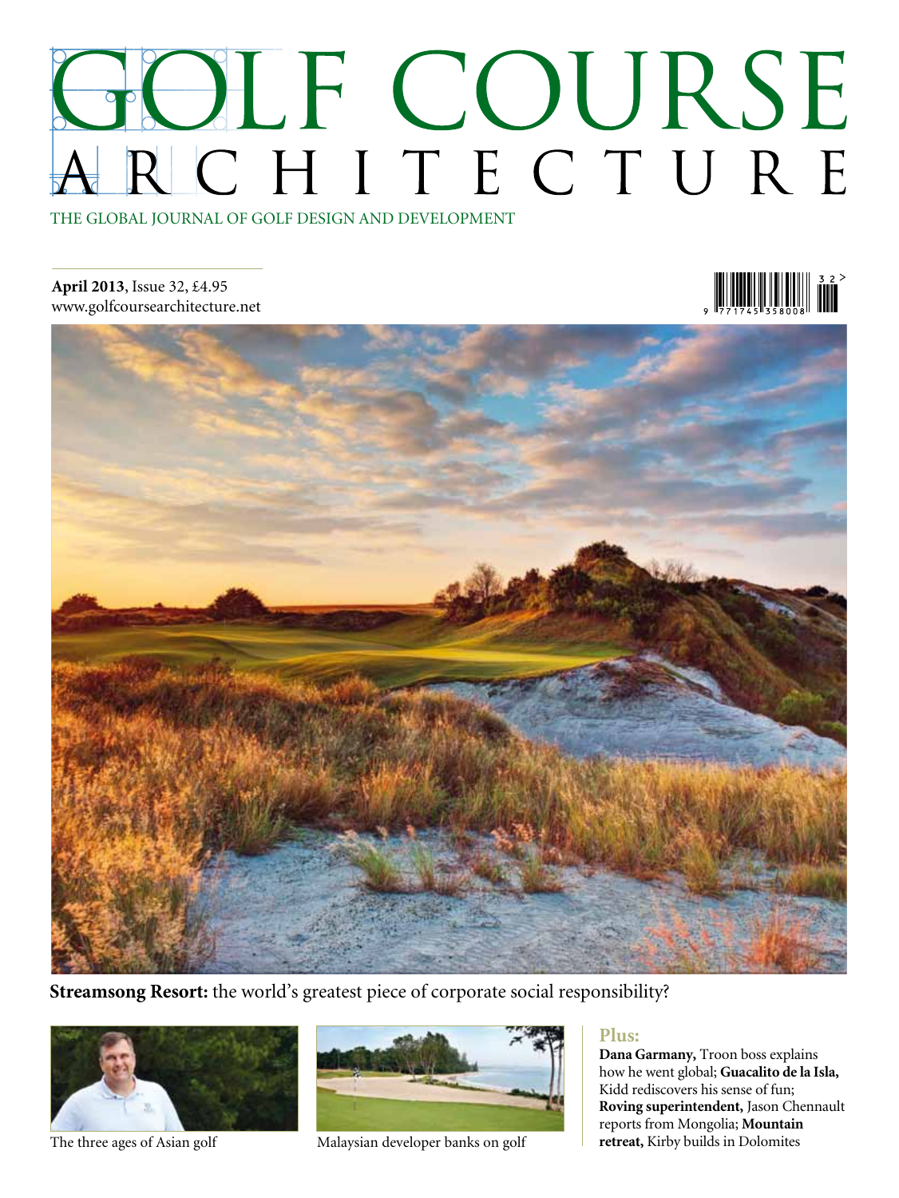# GOLF COURSE ARCHITECTURE

THE GLOBAL JOURNAL OF GOLF DESIGN AND DEVELOPMENT

**April 2013**, Issue 32, £4.95
www.golfcoursearchitecture.net

**Streamsong Resort:** the world's greatest piece of corporate social responsibility?

The three ages of Asian golf

Malaysian developer banks on golf

**Plus:**

**Dana Garmany,** Troon boss explains how he went global; **Guacalito de la Isla,** Kidd rediscovers his sense of fun; **Roving superintendent,** Jason Chennault reports from Mongolia; **Mountain retreat,** Kirby builds in Dolomites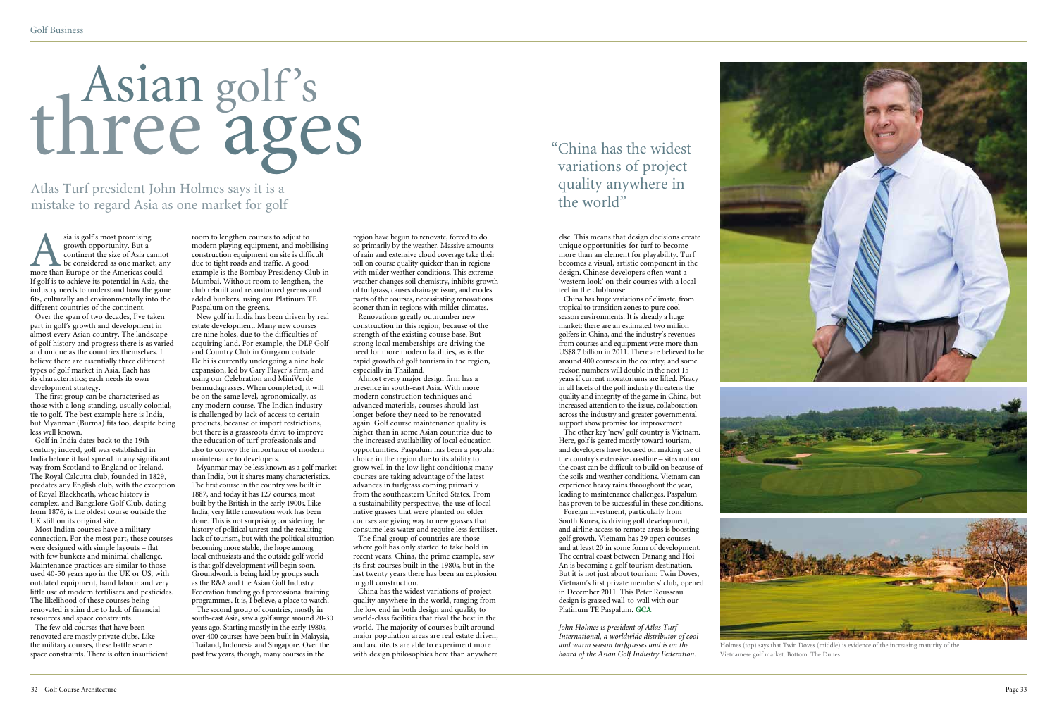# Asian golf's three ages

Atlas Turf president John Holmes says it is a mistake to regard Asia as one market for golf

Asia is golf's most promising growth opportunity. But a continent the size of Asia cannot be considered as one market, any more than Europe or the Americas could. If golf is to achieve its potential in Asia, the industry needs to understand how the game fits, culturally and environmentally into the different countries of the continent.

Over the span of two decades, I've taken part in golf's growth and development in almost every Asian country. The landscape of golf history and progress there is as varied and unique as the countries themselves. I believe there are essentially three different types of golf market in Asia. Each has its characteristics; each needs its own development strategy.

The first group can be characterised as those with a long-standing, usually colonial, tie to golf. The best example here is India, but Myanmar (Burma) fits too, despite being less well known.

Golf in India dates back to the 19th century; indeed, golf was established in India before it had spread in any significant way from Scotland to England or Ireland. The Royal Calcutta club, founded in 1829, predates any English club, with the exception of Royal Blackheath, whose history is complex, and Bangalore Golf Club, dating from 1876, is the oldest course outside the UK still on its original site.

Most Indian courses have a military connection. For the most part, these courses were designed with simple layouts – flat with few bunkers and minimal challenge. Maintenance practices are similar to those used 40-50 years ago in the UK or US, with outdated equipment, hand labour and very little use of modern fertilisers and pesticides. The likelihood of these courses being renovated is slim due to lack of financial resources and space constraints.

The few old courses that have been renovated are mostly private clubs. Like the military courses, these battle severe space constraints. There is often insufficient room to lengthen courses to adjust to modern playing equipment, and mobilising construction equipment on site is difficult due to tight roads and traffic. A good example is the Bombay Presidency Club in Mumbai. Without room to lengthen, the club rebuilt and recontoured greens and added bunkers, using our Platinum TE Paspalum on the greens.

New golf in India has been driven by real estate development. Many new courses are nine holes, due to the difficulties of acquiring land. For example, the DLF Golf and Country Club in Gurgaon outside Delhi is currently undergoing a nine hole expansion, led by Gary Player's firm, and using our Celebration and MiniVerde bermudagrasses. When completed, it will be on the same level, agronomically, as any modern course. The Indian industry is challenged by lack of access to certain products, because of import restrictions, but there is a grassroots drive to improve the education of turf professionals and also to convey the importance of modern maintenance to developers.

Myanmar may be less known as a golf market than India, but it shares many characteristics. The first course in the country was built in 1887, and today it has 127 courses, most built by the British in the early 1900s. Like India, very little renovation work has been done. This is not surprising considering the history of political unrest and the resulting lack of tourism, but with the political situation becoming more stable, the hope among local enthusiasts and the outside golf world is that golf development will begin soon. Groundwork is being laid by groups such as the R&A and the Asian Golf Industry Federation funding golf professional training programmes. It is, I believe, a place to watch.

The second group of countries, mostly in south-east Asia, saw a golf surge around 20-30 years ago. Starting mostly in the early 1980s, over 400 courses have been built in Malaysia, Thailand, Indonesia and Singapore. Over the past few years, though, many courses in the region have begun to renovate, forced to do so primarily by the weather. Massive amounts of rain and extensive cloud coverage take their toll on course quality quicker than in regions with milder weather conditions. This extreme weather changes soil chemistry, inhibits growth of turfgrass, causes drainage issue, and erodes parts of the courses, necessitating renovations sooner than in regions with milder climates.

Renovations greatly outnumber new construction in this region, because of the strength of the existing course base. But strong local memberships are driving the need for more modern facilities, as is the rapid growth of golf tourism in the region, especially in Thailand.

Almost every major design firm has a presence in south-east Asia. With more modern construction techniques and advanced materials, courses should last longer before they need to be renovated again. Golf course maintenance quality is higher than in some Asian countries due to the increased availability of local education opportunities. Paspalum has been a popular choice in the region due to its ability to grow well in the low light conditions; many courses are taking advantage of the latest advances in turfgrass coming primarily from the southeastern United States. From a sustainability perspective, the use of local native grasses that were planted on older courses are giving way to new grasses that consume less water and require less fertiliser.

The final group of countries are those where golf has only started to take hold in recent years. China, the prime example, saw its first courses built in the 1980s, but in the last twenty years there has been an explosion in golf construction.

China has the widest variations of project quality anywhere in the world, ranging from the low end in both design and quality to world-class facilities that rival the best in the world. The majority of courses built around major population areas are real estate driven, and architects are able to experiment more with design philosophies here than anywhere else. This means that design decisions create unique opportunities for turf to become more than an element for playability. Turf becomes a visual, artistic component in the design. Chinese developers often want a 'western look' on their courses with a local feel in the clubhouse.

> "China has the widest variations of project quality anywhere in the world"

China has huge variations of climate, from tropical to transition zones to pure cool season environments. It is already a huge market: there are an estimated two million golfers in China, and the industry's revenues from courses and equipment were more than US$8.7 billion in 2011. There are believed to be around 400 courses in the country, and some reckon numbers will double in the next 15 years if current moratoriums are lifted. Piracy in all facets of the golf industry threatens the quality and integrity of the game in China, but increased attention to the issue, collaboration across the industry and greater governmental support show promise for improvement

The other key 'new' golf country is Vietnam. Here, golf is geared mostly toward tourism, and developers have focused on making use of the country's extensive coastline – sites not on the coast can be difficult to build on because of the soils and weather conditions. Vietnam can experience heavy rains throughout the year, leading to maintenance challenges. Paspalum has proven to be successful in these conditions.

Foreign investment, particularly from South Korea, is driving golf development, and airline access to remote areas is boosting golf growth. Vietnam has 29 open courses and at least 20 in some form of development. The central coast between Danang and Hoi An is becoming a golf tourism destination. But it is not just about tourism: Twin Doves, Vietnam's first private members' club, opened in December 2011. This Peter Rousseau design is grassed wall-to-wall with our Platinum TE Paspalum. **GCA**

*John Holmes is president of Atlas Turf International, a worldwide distributor of cool and warm season turfgrasses and is on the board of the Asian Golf Industry Federation.*

Holmes (top) says that Twin Doves (middle) is evidence of the increasing maturity of the Vietnamese golf market. Bottom: The Dunes